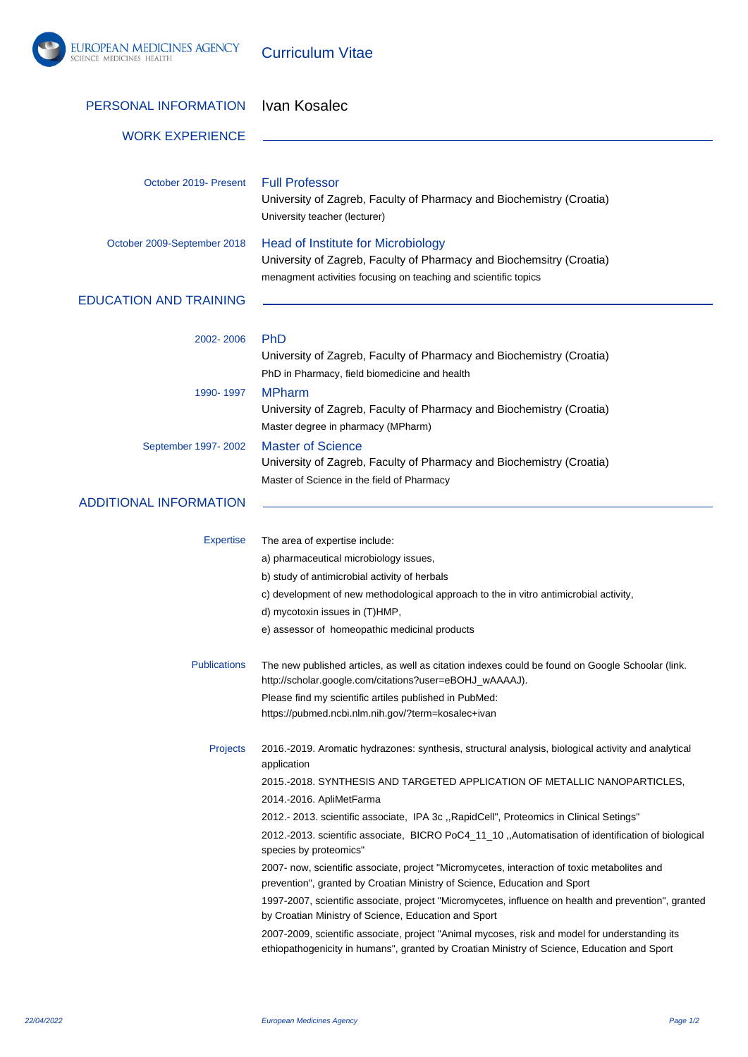# Curriculum Vitae

## PERSONAL INFORMATION

Ivan Kosalec

## WORK EXPERIENCE

**October 2019- Present**

### Full Professor

University of Zagreb, Faculty of Pharmacy and Biochemistry (Croatia)

University teacher (lecturer)

**October 2009-September 2018**

### Head of Institute for Microbiology

University of Zagreb, Faculty of Pharmacy and Biochemsitry (Croatia)

menagment activities focusing on teaching and scientific topics

## EDUCATION AND TRAINING

**2002- 2006**

### PhD

University of Zagreb, Faculty of Pharmacy and Biochemistry (Croatia)

PhD in Pharmacy, field biomedicine and health

**1990- 1997**

### MPharm

University of Zagreb, Faculty of Pharmacy and Biochemistry (Croatia)

Master degree in pharmacy (MPharm)

**September 1997- 2002**

### Master of Science

University of Zagreb, Faculty of Pharmacy and Biochemistry (Croatia)

Master of Science in the field of Pharmacy

## ADDITIONAL INFORMATION

**Expertise**

The area of expertise include:

a) pharmaceutical microbiology issues,

b) study of antimicrobial activity of herbals

c) development of new methodological approach to the in vitro antimicrobial activity,

d) mycotoxin issues in (T)HMP,

e) assessor of homeopathic medicinal products

**Publications**

The new published articles, as well as citation indexes could be found on Google Schoolar (link. http://scholar.google.com/citations?user=eBOHJ_wAAAAJ).

Please find my scientific artiles published in PubMed: https://pubmed.ncbi.nlm.nih.gov/?term=kosalec+ivan

**Projects**

2016.-2019. Aromatic hydrazones: synthesis, structural analysis, biological activity and analytical application

2015.-2018. SYNTHESIS AND TARGETED APPLICATION OF METALLIC NANOPARTICLES,

2014.-2016. ApliMetFarma

2012.- 2013. scientific associate, IPA 3c ,,RapidCell", Proteomics in Clinical Setings"

2012.-2013. scientific associate, BICRO PoC4_11_10 ,,Automatisation of identification of biological species by proteomics"

2007- now, scientific associate, project "Micromycetes, interaction of toxic metabolites and prevention", granted by Croatian Ministry of Science, Education and Sport

1997-2007, scientific associate, project "Micromycetes, influence on health and prevention", granted by Croatian Ministry of Science, Education and Sport

2007-2009, scientific associate, project "Animal mycoses, risk and model for understanding its ethiopathogenicity in humans", granted by Croatian Ministry of Science, Education and Sport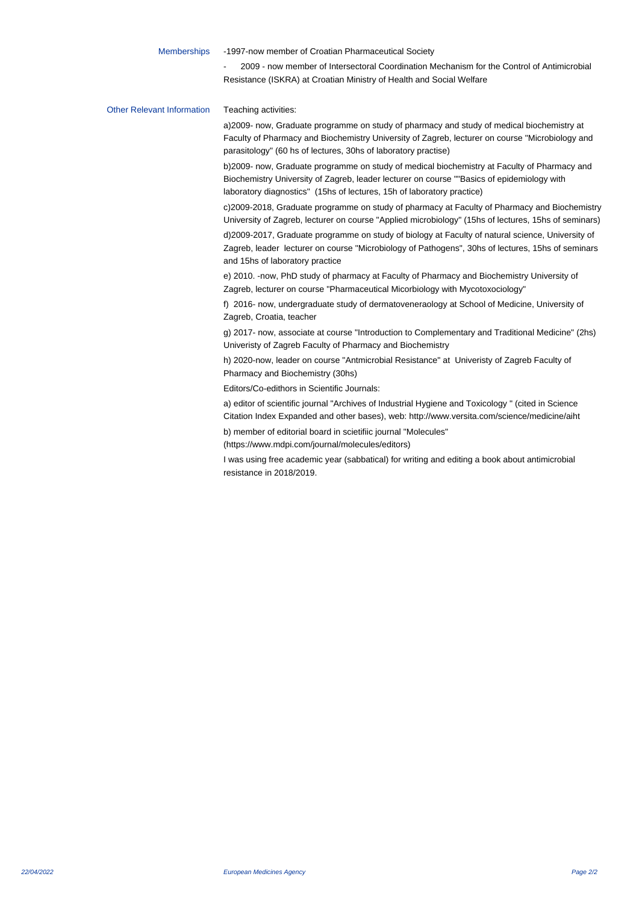**Memberships**

-1997-now member of Croatian Pharmaceutical Society

- 2009 - now member of Intersectoral Coordination Mechanism for the Control of Antimicrobial Resistance (ISKRA) at Croatian Ministry of Health and Social Welfare

**Other Relevant Information**

Teaching activities:

a)2009- now, Graduate programme on study of pharmacy and study of medical biochemistry at Faculty of Pharmacy and Biochemistry University of Zagreb, lecturer on course "Microbiology and parasitology" (60 hs of lectures, 30hs of laboratory practise)

b)2009- now, Graduate programme on study of medical biochemistry at Faculty of Pharmacy and Biochemistry University of Zagreb, leader lecturer on course ""Basics of epidemiology with laboratory diagnostics" (15hs of lectures, 15h of laboratory practice)

c)2009-2018, Graduate programme on study of pharmacy at Faculty of Pharmacy and Biochemistry University of Zagreb, lecturer on course "Applied microbiology" (15hs of lectures, 15hs of seminars)

d)2009-2017, Graduate programme on study of biology at Faculty of natural science, University of Zagreb, leader lecturer on course "Microbiology of Pathogens", 30hs of lectures, 15hs of seminars and 15hs of laboratory practice

e) 2010. -now, PhD study of pharmacy at Faculty of Pharmacy and Biochemistry University of Zagreb, lecturer on course "Pharmaceutical Micorbiology with Mycotoxociology"

f) 2016- now, undergraduate study of dermatoveneraology at School of Medicine, University of Zagreb, Croatia, teacher

g) 2017- now, associate at course "Introduction to Complementary and Traditional Medicine" (2hs) Univeristy of Zagreb Faculty of Pharmacy and Biochemistry

h) 2020-now, leader on course "Antmicrobial Resistance" at Univeristy of Zagreb Faculty of Pharmacy and Biochemistry (30hs)

Editors/Co-edithors in Scientific Journals:

a) editor of scientific journal "Archives of Industrial Hygiene and Toxicology " (cited in Science Citation Index Expanded and other bases), web: http://www.versita.com/science/medicine/aiht

b) member of editorial board in scietifiic journal "Molecules" (https://www.mdpi.com/journal/molecules/editors)

I was using free academic year (sabbatical) for writing and editing a book about antimicrobial resistance in 2018/2019.